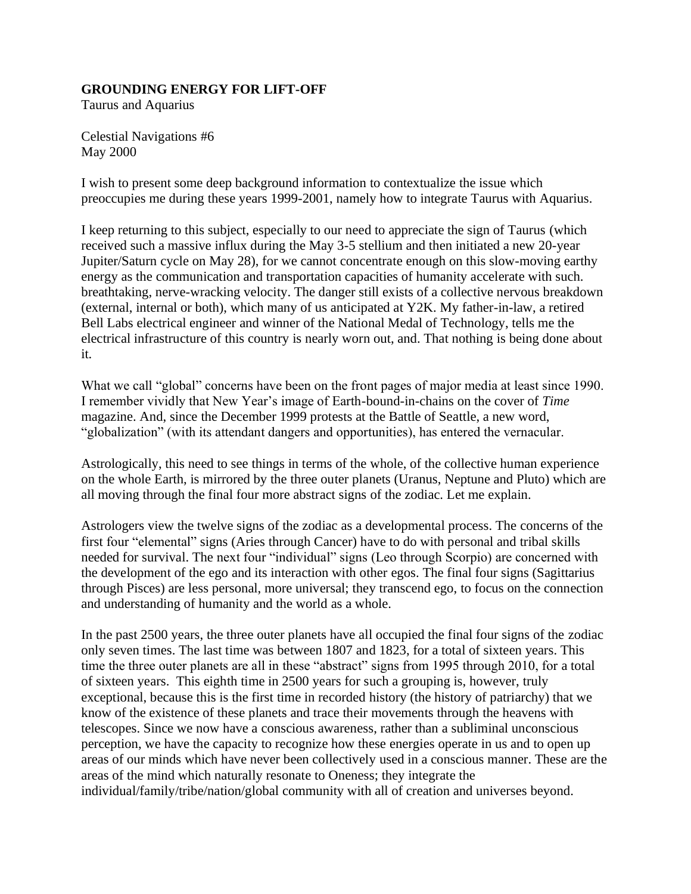**GROUNDING ENERGY FOR LIFT-OFF**

Taurus and Aquarius

Celestial Navigations #6
May 2000

I wish to present some deep background information to contextualize the issue which preoccupies me during these years 1999-2001, namely how to integrate Taurus with Aquarius.

I keep returning to this subject, especially to our need to appreciate the sign of Taurus (which received such a massive influx during the May 3-5 stellium and then initiated a new 20-year Jupiter/Saturn cycle on May 28), for we cannot concentrate enough on this slow-moving earthy energy as the communication and transportation capacities of humanity accelerate with such. breathtaking, nerve-wracking velocity. The danger still exists of a collective nervous breakdown (external, internal or both), which many of us anticipated at Y2K. My father-in-law, a retired Bell Labs electrical engineer and winner of the National Medal of Technology, tells me the electrical infrastructure of this country is nearly worn out, and. That nothing is being done about it.

What we call "global" concerns have been on the front pages of major media at least since 1990. I remember vividly that New Year's image of Earth-bound-in-chains on the cover of *Time* magazine. And, since the December 1999 protests at the Battle of Seattle, a new word, "globalization" (with its attendant dangers and opportunities), has entered the vernacular.

Astrologically, this need to see things in terms of the whole, of the collective human experience on the whole Earth, is mirrored by the three outer planets (Uranus, Neptune and Pluto) which are all moving through the final four more abstract signs of the zodiac. Let me explain.

Astrologers view the twelve signs of the zodiac as a developmental process. The concerns of the first four "elemental" signs (Aries through Cancer) have to do with personal and tribal skills needed for survival. The next four "individual" signs (Leo through Scorpio) are concerned with the development of the ego and its interaction with other egos. The final four signs (Sagittarius through Pisces) are less personal, more universal; they transcend ego, to focus on the connection and understanding of humanity and the world as a whole.

In the past 2500 years, the three outer planets have all occupied the final four signs of the zodiac only seven times. The last time was between 1807 and 1823, for a total of sixteen years. This time the three outer planets are all in these "abstract" signs from 1995 through 2010, for a total of sixteen years. This eighth time in 2500 years for such a grouping is, however, truly exceptional, because this is the first time in recorded history (the history of patriarchy) that we know of the existence of these planets and trace their movements through the heavens with telescopes. Since we now have a conscious awareness, rather than a subliminal unconscious perception, we have the capacity to recognize how these energies operate in us and to open up areas of our minds which have never been collectively used in a conscious manner. These are the areas of the mind which naturally resonate to Oneness; they integrate the individual/family/tribe/nation/global community with all of creation and universes beyond.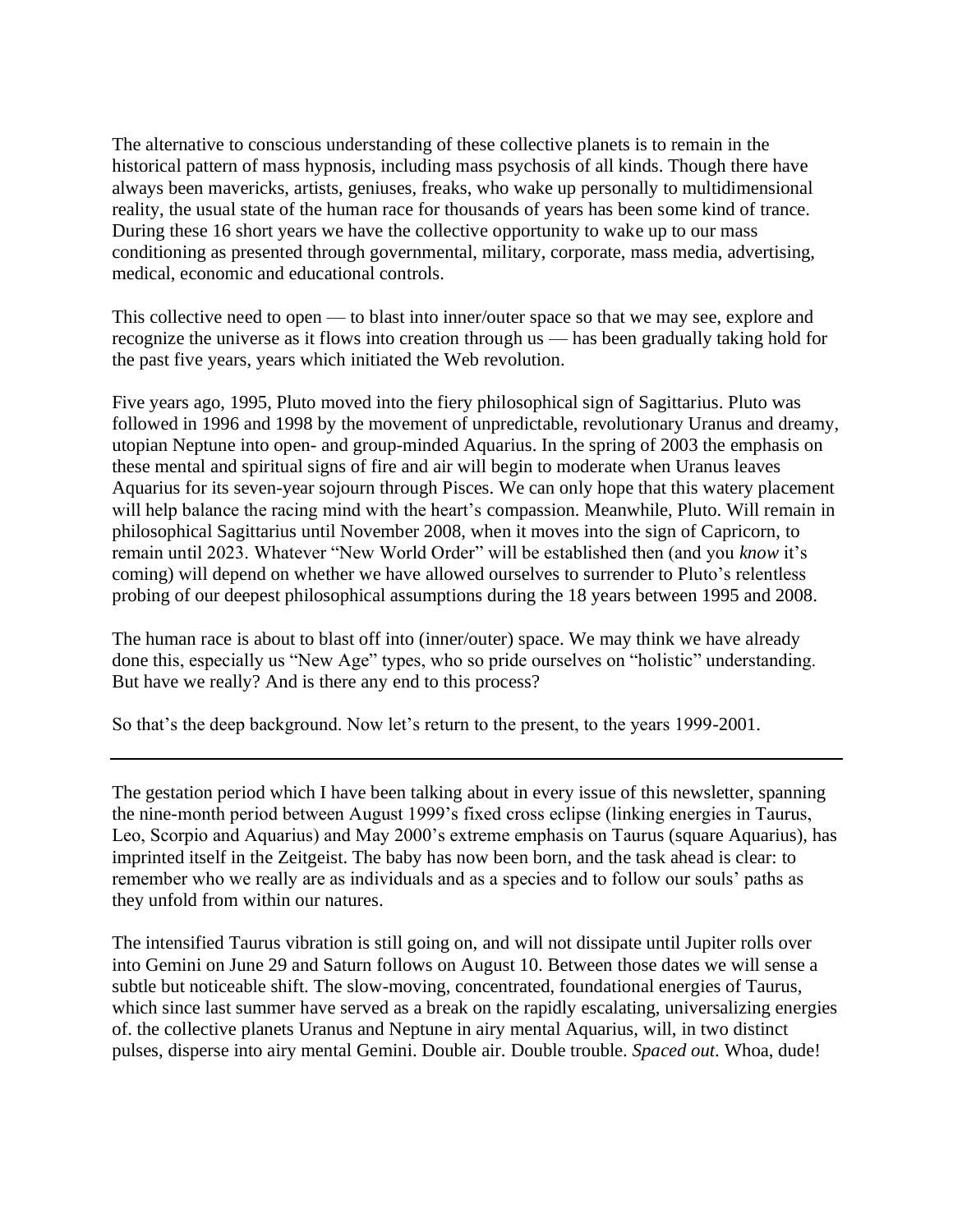The alternative to conscious understanding of these collective planets is to remain in the historical pattern of mass hypnosis, including mass psychosis of all kinds. Though there have always been mavericks, artists, geniuses, freaks, who wake up personally to multidimensional reality, the usual state of the human race for thousands of years has been some kind of trance. During these 16 short years we have the collective opportunity to wake up to our mass conditioning as presented through governmental, military, corporate, mass media, advertising, medical, economic and educational controls.

This collective need to open — to blast into inner/outer space so that we may see, explore and recognize the universe as it flows into creation through us — has been gradually taking hold for the past five years, years which initiated the Web revolution.

Five years ago, 1995, Pluto moved into the fiery philosophical sign of Sagittarius. Pluto was followed in 1996 and 1998 by the movement of unpredictable, revolutionary Uranus and dreamy, utopian Neptune into open- and group-minded Aquarius. In the spring of 2003 the emphasis on these mental and spiritual signs of fire and air will begin to moderate when Uranus leaves Aquarius for its seven-year sojourn through Pisces. We can only hope that this watery placement will help balance the racing mind with the heart's compassion. Meanwhile, Pluto. Will remain in philosophical Sagittarius until November 2008, when it moves into the sign of Capricorn, to remain until 2023. Whatever "New World Order" will be established then (and you *know* it's coming) will depend on whether we have allowed ourselves to surrender to Pluto's relentless probing of our deepest philosophical assumptions during the 18 years between 1995 and 2008.

The human race is about to blast off into (inner/outer) space. We may think we have already done this, especially us "New Age" types, who so pride ourselves on "holistic" understanding. But have we really? And is there any end to this process?

So that's the deep background. Now let's return to the present, to the years 1999-2001.

---

The gestation period which I have been talking about in every issue of this newsletter, spanning the nine-month period between August 1999's fixed cross eclipse (linking energies in Taurus, Leo, Scorpio and Aquarius) and May 2000's extreme emphasis on Taurus (square Aquarius), has imprinted itself in the Zeitgeist. The baby has now been born, and the task ahead is clear: to remember who we really are as individuals and as a species and to follow our souls' paths as they unfold from within our natures.

The intensified Taurus vibration is still going on, and will not dissipate until Jupiter rolls over into Gemini on June 29 and Saturn follows on August 10. Between those dates we will sense a subtle but noticeable shift. The slow-moving, concentrated, foundational energies of Taurus, which since last summer have served as a break on the rapidly escalating, universalizing energies of. the collective planets Uranus and Neptune in airy mental Aquarius, will, in two distinct pulses, disperse into airy mental Gemini. Double air. Double trouble. *Spaced out*. Whoa, dude!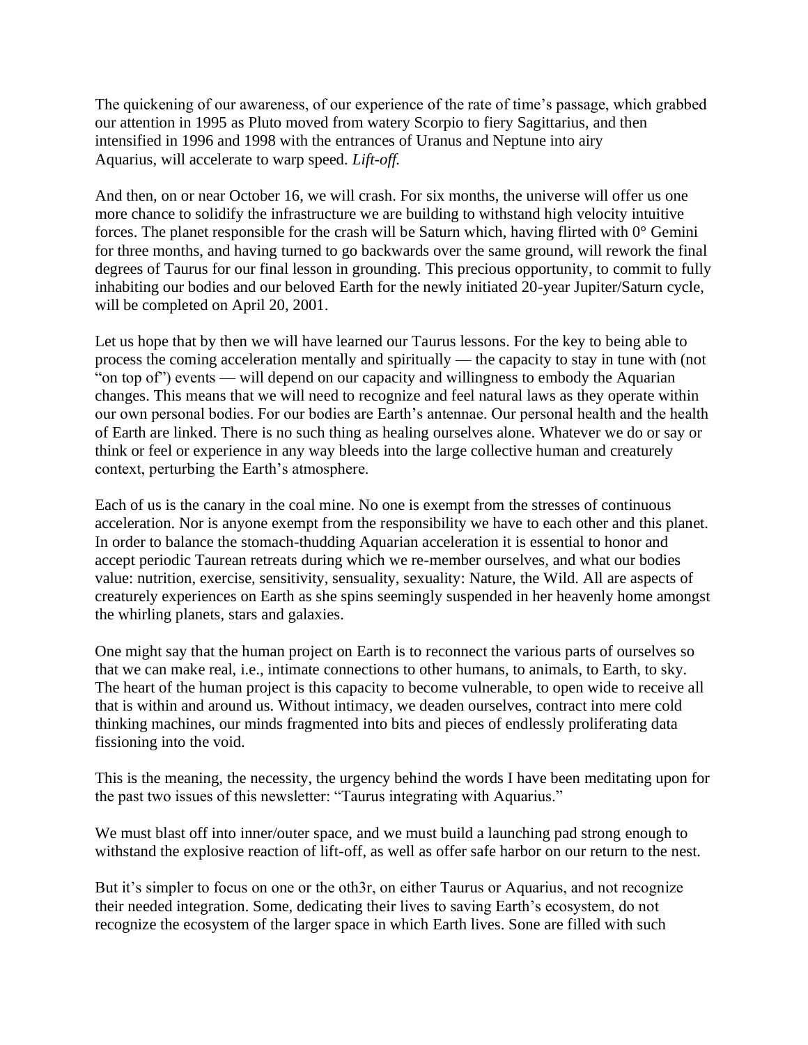The quickening of our awareness, of our experience of the rate of time's passage, which grabbed our attention in 1995 as Pluto moved from watery Scorpio to fiery Sagittarius, and then intensified in 1996 and 1998 with the entrances of Uranus and Neptune into airy Aquarius, will accelerate to warp speed. *Lift-off.*

And then, on or near October 16, we will crash. For six months, the universe will offer us one more chance to solidify the infrastructure we are building to withstand high velocity intuitive forces. The planet responsible for the crash will be Saturn which, having flirted with 0° Gemini for three months, and having turned to go backwards over the same ground, will rework the final degrees of Taurus for our final lesson in grounding. This precious opportunity, to commit to fully inhabiting our bodies and our beloved Earth for the newly initiated 20-year Jupiter/Saturn cycle, will be completed on April 20, 2001.

Let us hope that by then we will have learned our Taurus lessons. For the key to being able to process the coming acceleration mentally and spiritually — the capacity to stay in tune with (not "on top of") events — will depend on our capacity and willingness to embody the Aquarian changes. This means that we will need to recognize and feel natural laws as they operate within our own personal bodies. For our bodies are Earth's antennae. Our personal health and the health of Earth are linked. There is no such thing as healing ourselves alone. Whatever we do or say or think or feel or experience in any way bleeds into the large collective human and creaturely context, perturbing the Earth's atmosphere.

Each of us is the canary in the coal mine. No one is exempt from the stresses of continuous acceleration. Nor is anyone exempt from the responsibility we have to each other and this planet. In order to balance the stomach-thudding Aquarian acceleration it is essential to honor and accept periodic Taurean retreats during which we re-member ourselves, and what our bodies value: nutrition, exercise, sensitivity, sensuality, sexuality: Nature, the Wild. All are aspects of creaturely experiences on Earth as she spins seemingly suspended in her heavenly home amongst the whirling planets, stars and galaxies.

One might say that the human project on Earth is to reconnect the various parts of ourselves so that we can make real, i.e., intimate connections to other humans, to animals, to Earth, to sky. The heart of the human project is this capacity to become vulnerable, to open wide to receive all that is within and around us. Without intimacy, we deaden ourselves, contract into mere cold thinking machines, our minds fragmented into bits and pieces of endlessly proliferating data fissioning into the void.

This is the meaning, the necessity, the urgency behind the words I have been meditating upon for the past two issues of this newsletter: "Taurus integrating with Aquarius."

We must blast off into inner/outer space, and we must build a launching pad strong enough to withstand the explosive reaction of lift-off, as well as offer safe harbor on our return to the nest.

But it's simpler to focus on one or the oth3r, on either Taurus or Aquarius, and not recognize their needed integration. Some, dedicating their lives to saving Earth's ecosystem, do not recognize the ecosystem of the larger space in which Earth lives. Sone are filled with such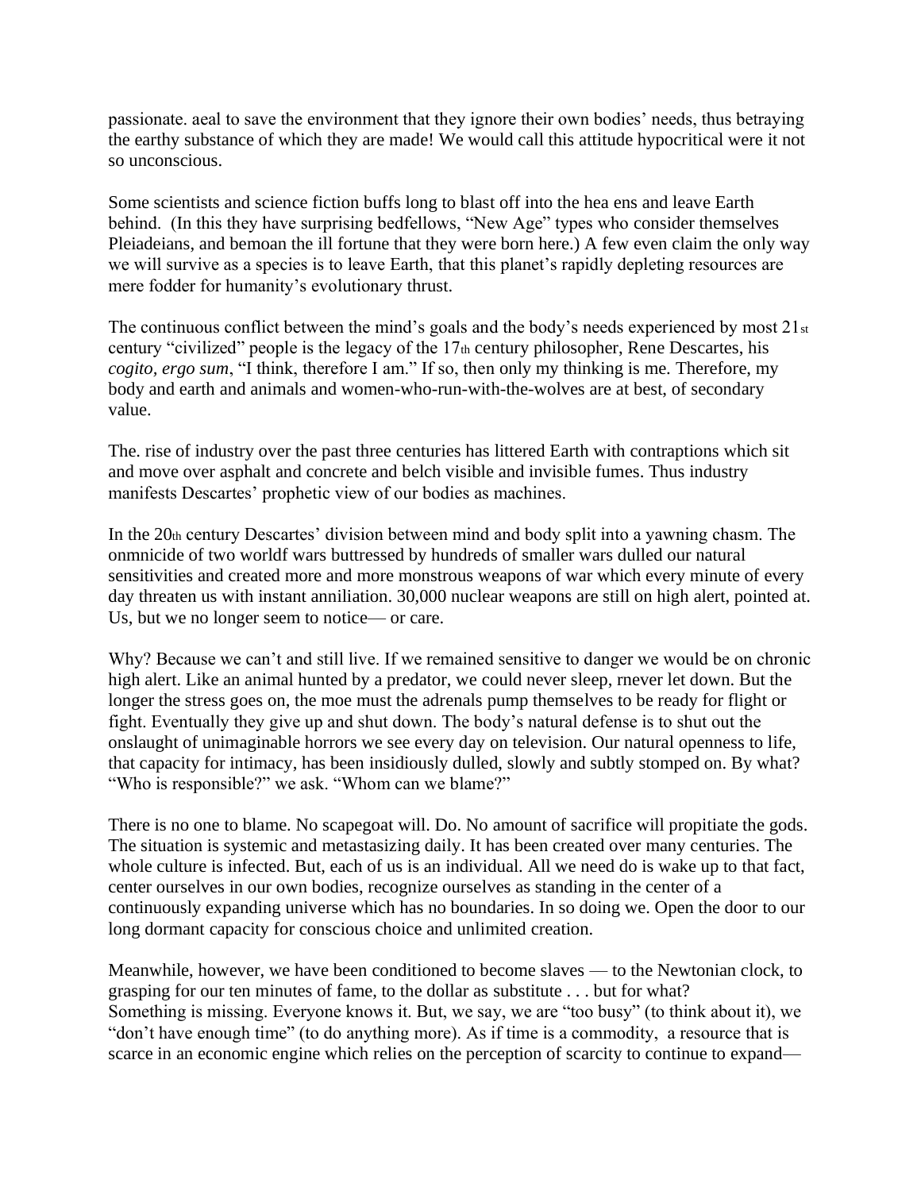passionate. aeal to save the environment that they ignore their own bodies' needs, thus betraying the earthy substance of which they are made! We would call this attitude hypocritical were it not so unconscious.

Some scientists and science fiction buffs long to blast off into the hea ens and leave Earth behind. (In this they have surprising bedfellows, "New Age" types who consider themselves Pleiadeians, and bemoan the ill fortune that they were born here.) A few even claim the only way we will survive as a species is to leave Earth, that this planet's rapidly depleting resources are mere fodder for humanity's evolutionary thrust.

The continuous conflict between the mind's goals and the body's needs experienced by most 21st century "civilized" people is the legacy of the 17th century philosopher, Rene Descartes, his *cogito, ergo sum*, "I think, therefore I am." If so, then only my thinking is me. Therefore, my body and earth and animals and women-who-run-with-the-wolves are at best, of secondary value.

The. rise of industry over the past three centuries has littered Earth with contraptions which sit and move over asphalt and concrete and belch visible and invisible fumes. Thus industry manifests Descartes' prophetic view of our bodies as machines.

In the 20th century Descartes' division between mind and body split into a yawning chasm. The onmnicide of two worldf wars buttressed by hundreds of smaller wars dulled our natural sensitivities and created more and more monstrous weapons of war which every minute of every day threaten us with instant anniliation. 30,000 nuclear weapons are still on high alert, pointed at. Us, but we no longer seem to notice— or care.

Why? Because we can't and still live. If we remained sensitive to danger we would be on chronic high alert. Like an animal hunted by a predator, we could never sleep, rnever let down. But the longer the stress goes on, the moe must the adrenals pump themselves to be ready for flight or fight. Eventually they give up and shut down. The body's natural defense is to shut out the onslaught of unimaginable horrors we see every day on television. Our natural openness to life, that capacity for intimacy, has been insidiously dulled, slowly and subtly stomped on. By what? "Who is responsible?" we ask. "Whom can we blame?"

There is no one to blame. No scapegoat will. Do. No amount of sacrifice will propitiate the gods. The situation is systemic and metastasizing daily. It has been created over many centuries. The whole culture is infected. But, each of us is an individual. All we need do is wake up to that fact, center ourselves in our own bodies, recognize ourselves as standing in the center of a continuously expanding universe which has no boundaries. In so doing we. Open the door to our long dormant capacity for conscious choice and unlimited creation.

Meanwhile, however, we have been conditioned to become slaves — to the Newtonian clock, to grasping for our ten minutes of fame, to the dollar as substitute . . . but for what?
Something is missing. Everyone knows it. But, we say, we are "too busy" (to think about it), we "don't have enough time" (to do anything more). As if time is a commodity, a resource that is scarce in an economic engine which relies on the perception of scarcity to continue to expand—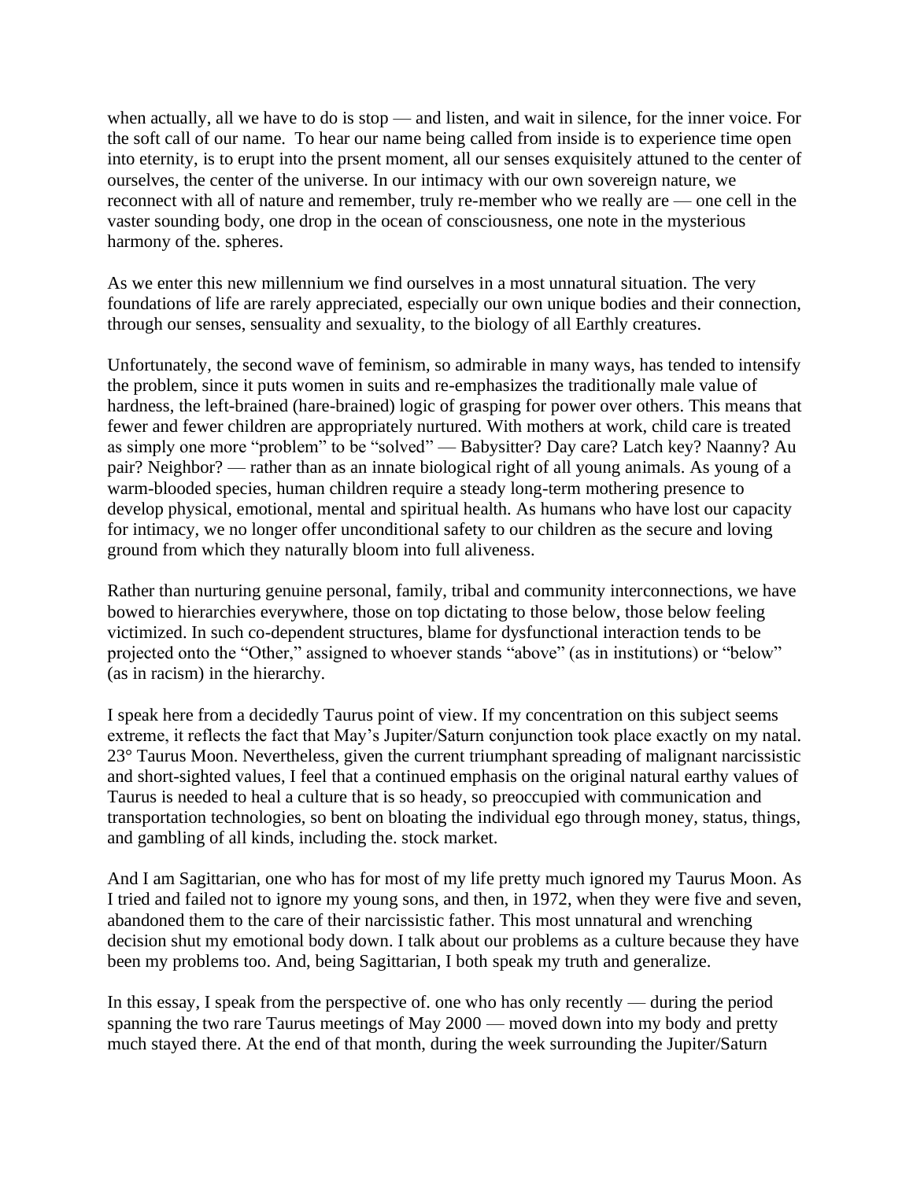when actually, all we have to do is stop — and listen, and wait in silence, for the inner voice. For the soft call of our name. To hear our name being called from inside is to experience time open into eternity, is to erupt into the prsent moment, all our senses exquisitely attuned to the center of ourselves, the center of the universe. In our intimacy with our own sovereign nature, we reconnect with all of nature and remember, truly re-member who we really are — one cell in the vaster sounding body, one drop in the ocean of consciousness, one note in the mysterious harmony of the. spheres.

As we enter this new millennium we find ourselves in a most unnatural situation. The very foundations of life are rarely appreciated, especially our own unique bodies and their connection, through our senses, sensuality and sexuality, to the biology of all Earthly creatures.

Unfortunately, the second wave of feminism, so admirable in many ways, has tended to intensify the problem, since it puts women in suits and re-emphasizes the traditionally male value of hardness, the left-brained (hare-brained) logic of grasping for power over others. This means that fewer and fewer children are appropriately nurtured. With mothers at work, child care is treated as simply one more "problem" to be "solved" — Babysitter? Day care? Latch key? Naanny? Au pair? Neighbor? — rather than as an innate biological right of all young animals. As young of a warm-blooded species, human children require a steady long-term mothering presence to develop physical, emotional, mental and spiritual health. As humans who have lost our capacity for intimacy, we no longer offer unconditional safety to our children as the secure and loving ground from which they naturally bloom into full aliveness.

Rather than nurturing genuine personal, family, tribal and community interconnections, we have bowed to hierarchies everywhere, those on top dictating to those below, those below feeling victimized. In such co-dependent structures, blame for dysfunctional interaction tends to be projected onto the "Other," assigned to whoever stands "above" (as in institutions) or "below" (as in racism) in the hierarchy.

I speak here from a decidedly Taurus point of view. If my concentration on this subject seems extreme, it reflects the fact that May's Jupiter/Saturn conjunction took place exactly on my natal. 23° Taurus Moon. Nevertheless, given the current triumphant spreading of malignant narcissistic and short-sighted values, I feel that a continued emphasis on the original natural earthy values of Taurus is needed to heal a culture that is so heady, so preoccupied with communication and transportation technologies, so bent on bloating the individual ego through money, status, things, and gambling of all kinds, including the. stock market.

And I am Sagittarian, one who has for most of my life pretty much ignored my Taurus Moon. As I tried and failed not to ignore my young sons, and then, in 1972, when they were five and seven, abandoned them to the care of their narcissistic father. This most unnatural and wrenching decision shut my emotional body down. I talk about our problems as a culture because they have been my problems too. And, being Sagittarian, I both speak my truth and generalize.

In this essay, I speak from the perspective of. one who has only recently — during the period spanning the two rare Taurus meetings of May 2000 — moved down into my body and pretty much stayed there. At the end of that month, during the week surrounding the Jupiter/Saturn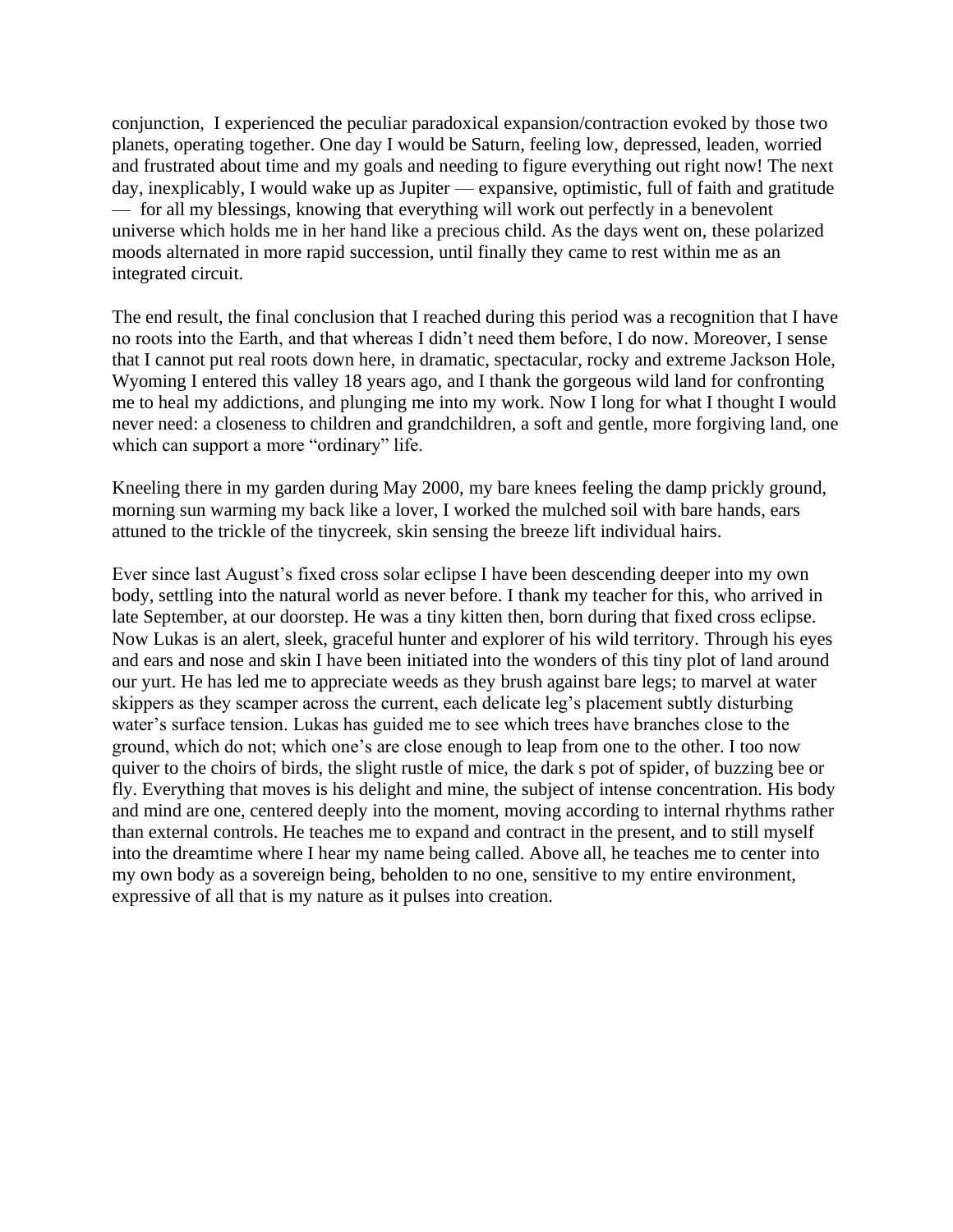conjunction, I experienced the peculiar paradoxical expansion/contraction evoked by those two planets, operating together. One day I would be Saturn, feeling low, depressed, leaden, worried and frustrated about time and my goals and needing to figure everything out right now! The next day, inexplicably, I would wake up as Jupiter — expansive, optimistic, full of faith and gratitude — for all my blessings, knowing that everything will work out perfectly in a benevolent universe which holds me in her hand like a precious child. As the days went on, these polarized moods alternated in more rapid succession, until finally they came to rest within me as an integrated circuit.

The end result, the final conclusion that I reached during this period was a recognition that I have no roots into the Earth, and that whereas I didn't need them before, I do now. Moreover, I sense that I cannot put real roots down here, in dramatic, spectacular, rocky and extreme Jackson Hole, Wyoming I entered this valley 18 years ago, and I thank the gorgeous wild land for confronting me to heal my addictions, and plunging me into my work. Now I long for what I thought I would never need: a closeness to children and grandchildren, a soft and gentle, more forgiving land, one which can support a more "ordinary" life.

Kneeling there in my garden during May 2000, my bare knees feeling the damp prickly ground, morning sun warming my back like a lover, I worked the mulched soil with bare hands, ears attuned to the trickle of the tinycreek, skin sensing the breeze lift individual hairs.

Ever since last August's fixed cross solar eclipse I have been descending deeper into my own body, settling into the natural world as never before. I thank my teacher for this, who arrived in late September, at our doorstep. He was a tiny kitten then, born during that fixed cross eclipse. Now Lukas is an alert, sleek, graceful hunter and explorer of his wild territory. Through his eyes and ears and nose and skin I have been initiated into the wonders of this tiny plot of land around our yurt. He has led me to appreciate weeds as they brush against bare legs; to marvel at water skippers as they scamper across the current, each delicate leg's placement subtly disturbing water's surface tension. Lukas has guided me to see which trees have branches close to the ground, which do not; which one's are close enough to leap from one to the other. I too now quiver to the choirs of birds, the slight rustle of mice, the dark s pot of spider, of buzzing bee or fly. Everything that moves is his delight and mine, the subject of intense concentration. His body and mind are one, centered deeply into the moment, moving according to internal rhythms rather than external controls. He teaches me to expand and contract in the present, and to still myself into the dreamtime where I hear my name being called. Above all, he teaches me to center into my own body as a sovereign being, beholden to no one, sensitive to my entire environment, expressive of all that is my nature as it pulses into creation.